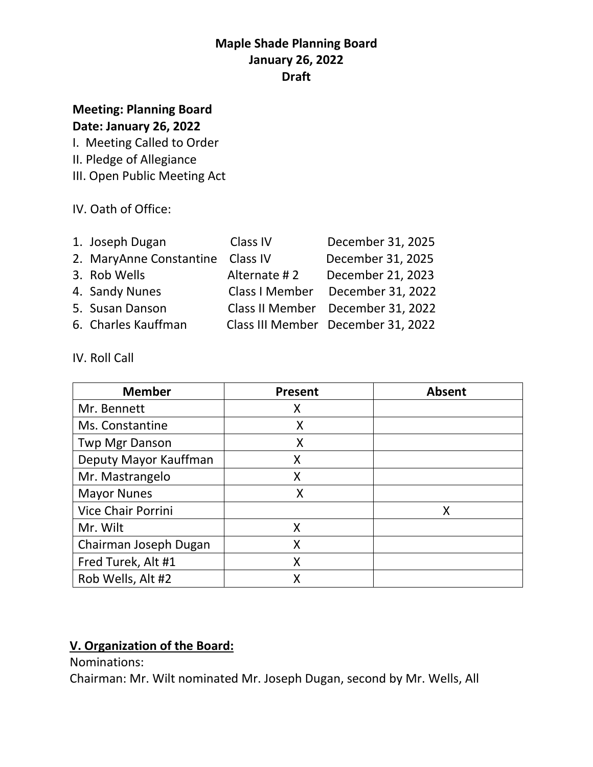**Maple Shade Planning Board**
**January 26, 2022**
**Draft**

**Meeting: Planning Board**
**Date: January 26, 2022**

I. Meeting Called to Order
II. Pledge of Allegiance
III. Open Public Meeting Act

IV. Oath of Office:

| | | | |
|---|---|---|---|
| 1. | Joseph Dugan | Class IV | December 31, 2025 |
| 2. | MaryAnne Constantine | Class IV | December 31, 2025 |
| 3. | Rob Wells | Alternate # 2 | December 21, 2023 |
| 4. | Sandy Nunes | Class I Member | December 31, 2022 |
| 5. | Susan Danson | Class II Member | December 31, 2022 |
| 6. | Charles Kauffman | Class III Member | December 31, 2022 |

IV. Roll Call

| Member | Present | Absent |
|---|---|---|
| Mr. Bennett | X | |
| Ms. Constantine | X | |
| Twp Mgr Danson | X | |
| Deputy Mayor Kauffman | X | |
| Mr. Mastrangelo | X | |
| Mayor Nunes | X | |
| Vice Chair Porrini | | X |
| Mr. Wilt | X | |
| Chairman Joseph Dugan | X | |
| Fred Turek, Alt #1 | X | |
| Rob Wells, Alt #2 | X | |

**V. Organization of the Board:**

Nominations:
Chairman: Mr. Wilt nominated Mr. Joseph Dugan, second by Mr. Wells, All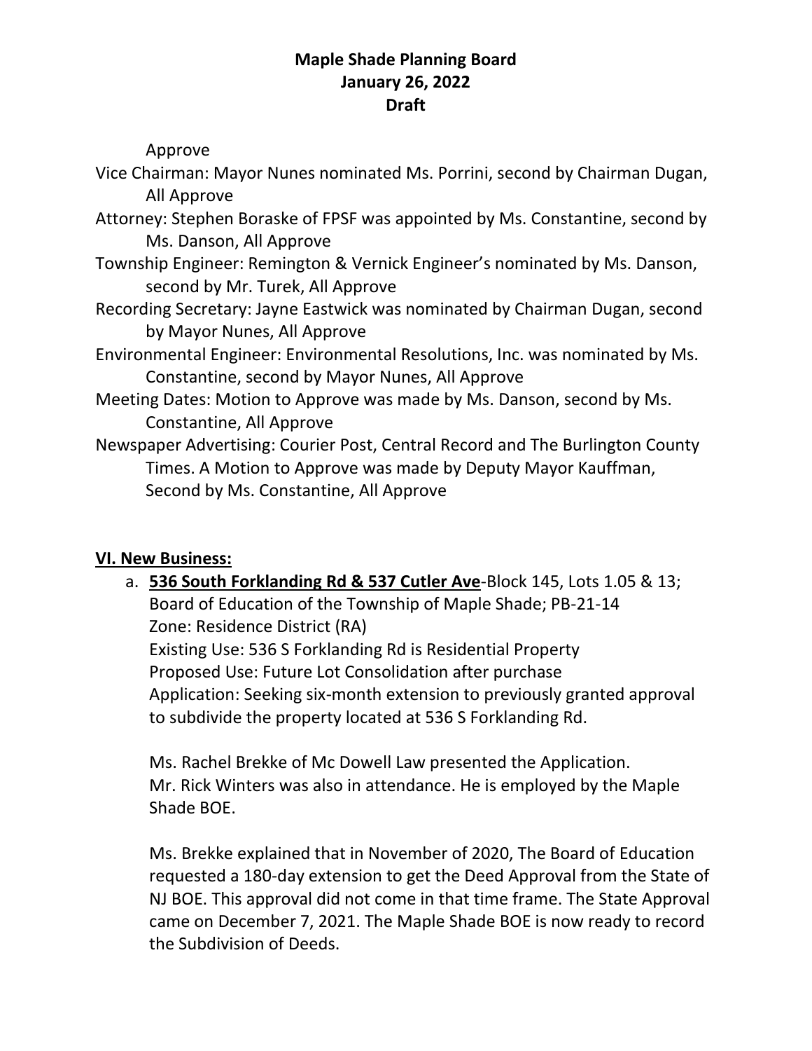Approve

Vice Chairman: Mayor Nunes nominated Ms. Porrini, second by Chairman Dugan, All Approve

Attorney: Stephen Boraske of FPSF was appointed by Ms. Constantine, second by Ms. Danson, All Approve

Township Engineer: Remington & Vernick Engineer's nominated by Ms. Danson, second by Mr. Turek, All Approve

Recording Secretary: Jayne Eastwick was nominated by Chairman Dugan, second by Mayor Nunes, All Approve

Environmental Engineer: Environmental Resolutions, Inc. was nominated by Ms. Constantine, second by Mayor Nunes, All Approve

Meeting Dates: Motion to Approve was made by Ms. Danson, second by Ms. Constantine, All Approve

Newspaper Advertising: Courier Post, Central Record and The Burlington County Times. A Motion to Approve was made by Deputy Mayor Kauffman, Second by Ms. Constantine, All Approve

## VI. New Business:

a. **536 South Forklanding Rd & 537 Cutler Ave**-Block 145, Lots 1.05 & 13; Board of Education of the Township of Maple Shade; PB-21-14
Zone: Residence District (RA)
Existing Use: 536 S Forklanding Rd is Residential Property
Proposed Use: Future Lot Consolidation after purchase
Application: Seeking six-month extension to previously granted approval to subdivide the property located at 536 S Forklanding Rd.

Ms. Rachel Brekke of Mc Dowell Law presented the Application. Mr. Rick Winters was also in attendance. He is employed by the Maple Shade BOE.

Ms. Brekke explained that in November of 2020, The Board of Education requested a 180-day extension to get the Deed Approval from the State of NJ BOE. This approval did not come in that time frame. The State Approval came on December 7, 2021. The Maple Shade BOE is now ready to record the Subdivision of Deeds.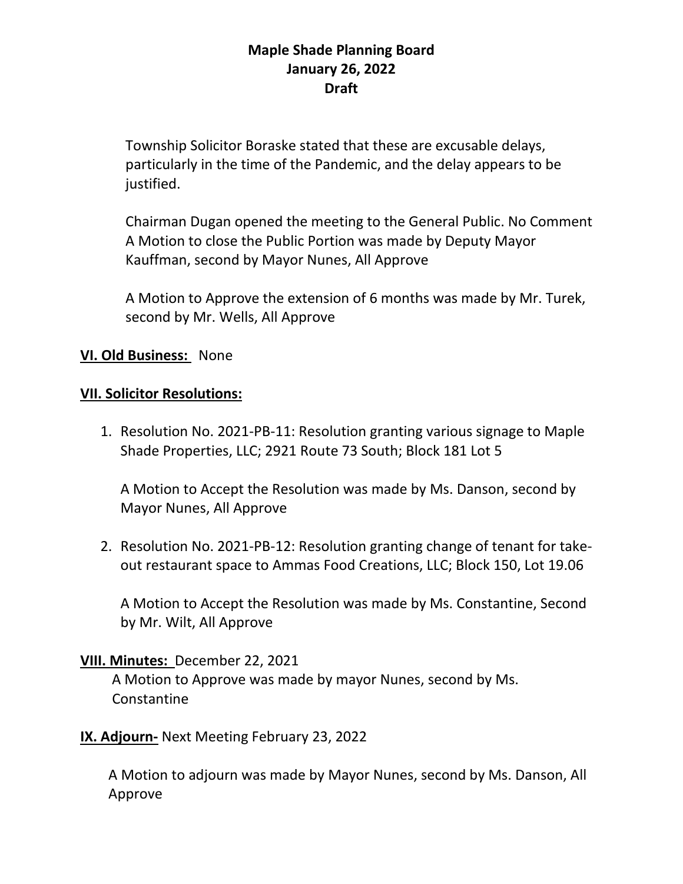Township Solicitor Boraske stated that these are excusable delays, particularly in the time of the Pandemic, and the delay appears to be justified.

Chairman Dugan opened the meeting to the General Public. No Comment
A Motion to close the Public Portion was made by Deputy Mayor Kauffman, second by Mayor Nunes, All Approve

A Motion to Approve the extension of 6 months was made by Mr. Turek, second by Mr. Wells, All Approve

**VI. Old Business:** None

**VII. Solicitor Resolutions:**

1. Resolution No. 2021-PB-11: Resolution granting various signage to Maple Shade Properties, LLC; 2921 Route 73 South; Block 181 Lot 5

   A Motion to Accept the Resolution was made by Ms. Danson, second by Mayor Nunes, All Approve

2. Resolution No. 2021-PB-12: Resolution granting change of tenant for take-out restaurant space to Ammas Food Creations, LLC; Block 150, Lot 19.06

   A Motion to Accept the Resolution was made by Ms. Constantine, Second by Mr. Wilt, All Approve

**VIII. Minutes:** December 22, 2021
A Motion to Approve was made by mayor Nunes, second by Ms. Constantine

**IX. Adjourn-** Next Meeting February 23, 2022

A Motion to adjourn was made by Mayor Nunes, second by Ms. Danson, All Approve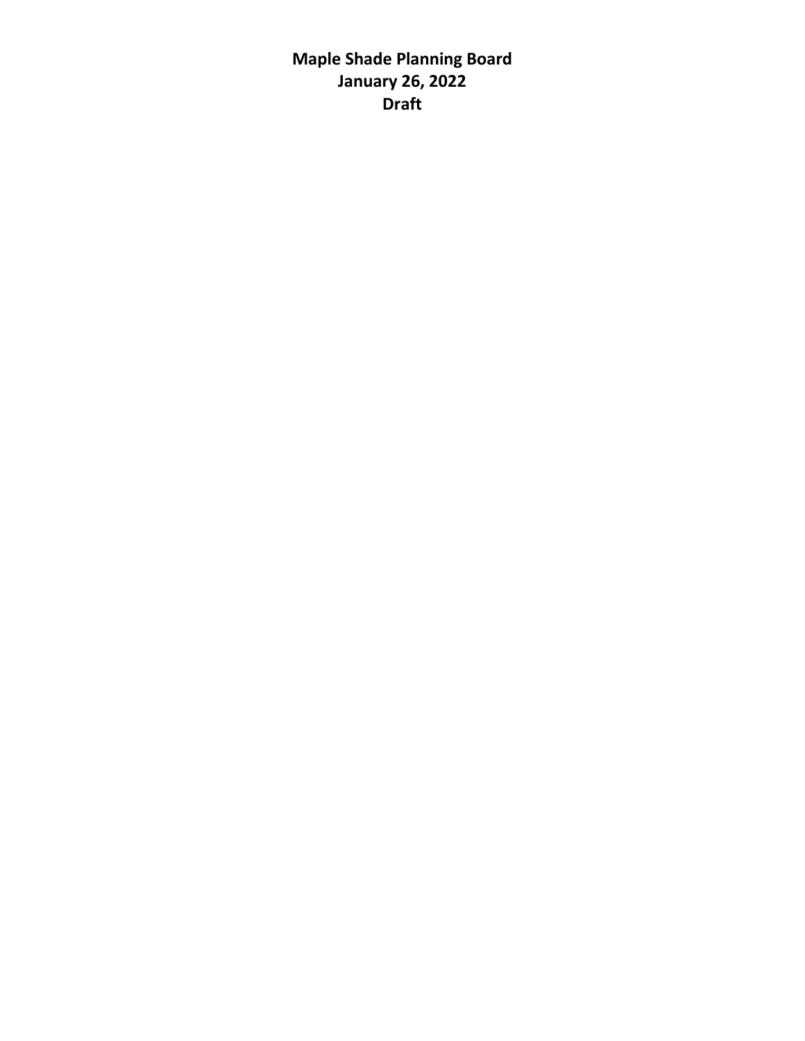**Maple Shade Planning Board**
**January 26, 2022**
**Draft**